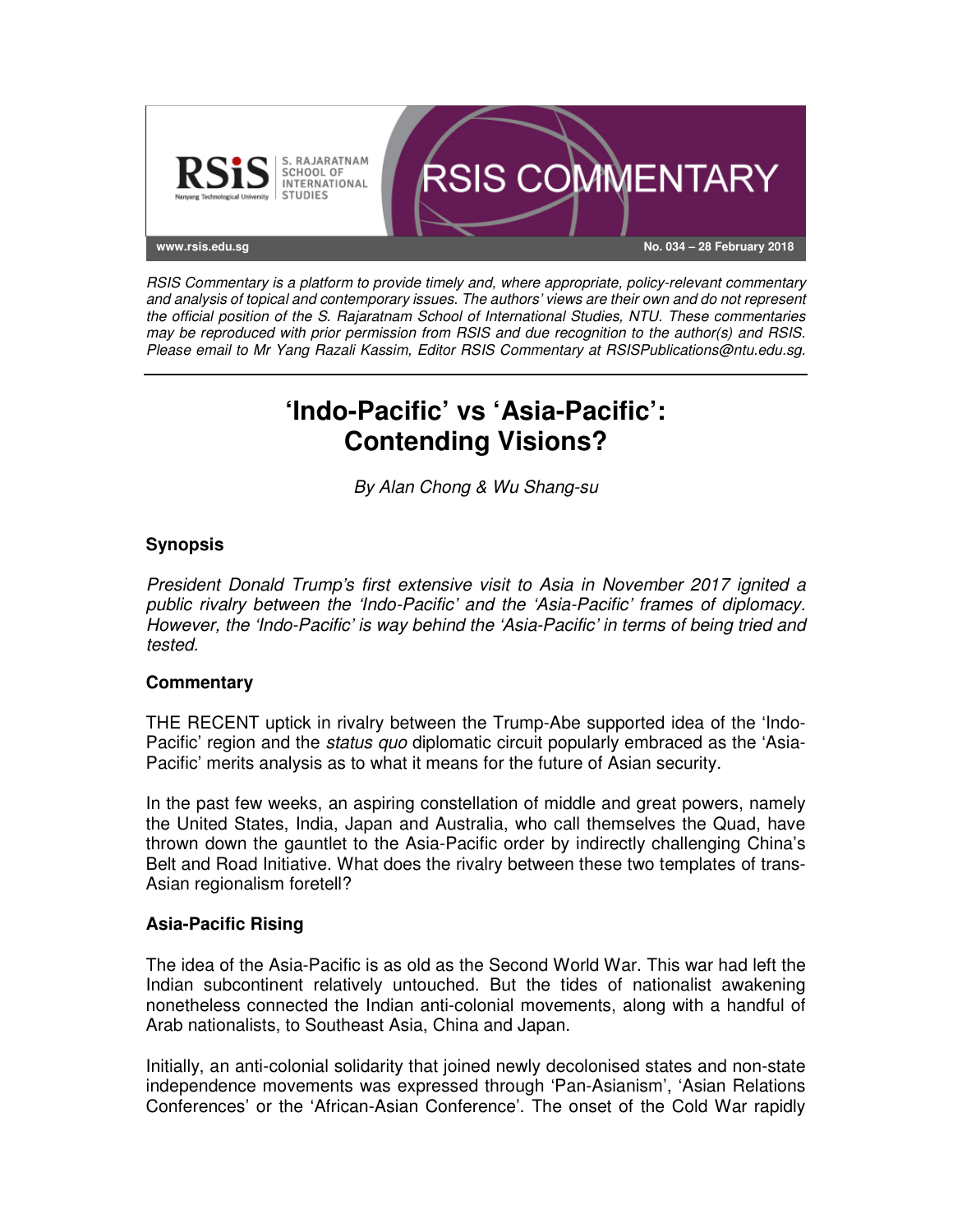RSIS S. RAJARATNAM SCHOOL OF INTERNATIONAL STUDIES
Nanyang Technological University

RSIS COMMENTARY

www.rsis.edu.sg

No. 034 – 28 February 2018

*RSIS Commentary is a platform to provide timely and, where appropriate, policy-relevant commentary and analysis of topical and contemporary issues. The authors' views are their own and do not represent the official position of the S. Rajaratnam School of International Studies, NTU. These commentaries may be reproduced with prior permission from RSIS and due recognition to the author(s) and RSIS. Please email to Mr Yang Razali Kassim, Editor RSIS Commentary at RSISPublications@ntu.edu.sg.*

---

# 'Indo-Pacific' vs 'Asia-Pacific': Contending Visions?

*By Alan Chong & Wu Shang-su*

## Synopsis

*President Donald Trump's first extensive visit to Asia in November 2017 ignited a public rivalry between the 'Indo-Pacific' and the 'Asia-Pacific' frames of diplomacy. However, the 'Indo-Pacific' is way behind the 'Asia-Pacific' in terms of being tried and tested.*

## Commentary

THE RECENT uptick in rivalry between the Trump-Abe supported idea of the 'Indo-Pacific' region and the *status quo* diplomatic circuit popularly embraced as the 'Asia-Pacific' merits analysis as to what it means for the future of Asian security.

In the past few weeks, an aspiring constellation of middle and great powers, namely the United States, India, Japan and Australia, who call themselves the Quad, have thrown down the gauntlet to the Asia-Pacific order by indirectly challenging China's Belt and Road Initiative. What does the rivalry between these two templates of trans-Asian regionalism foretell?

### Asia-Pacific Rising

The idea of the Asia-Pacific is as old as the Second World War. This war had left the Indian subcontinent relatively untouched. But the tides of nationalist awakening nonetheless connected the Indian anti-colonial movements, along with a handful of Arab nationalists, to Southeast Asia, China and Japan.

Initially, an anti-colonial solidarity that joined newly decolonised states and non-state independence movements was expressed through 'Pan-Asianism', 'Asian Relations Conferences' or the 'African-Asian Conference'. The onset of the Cold War rapidly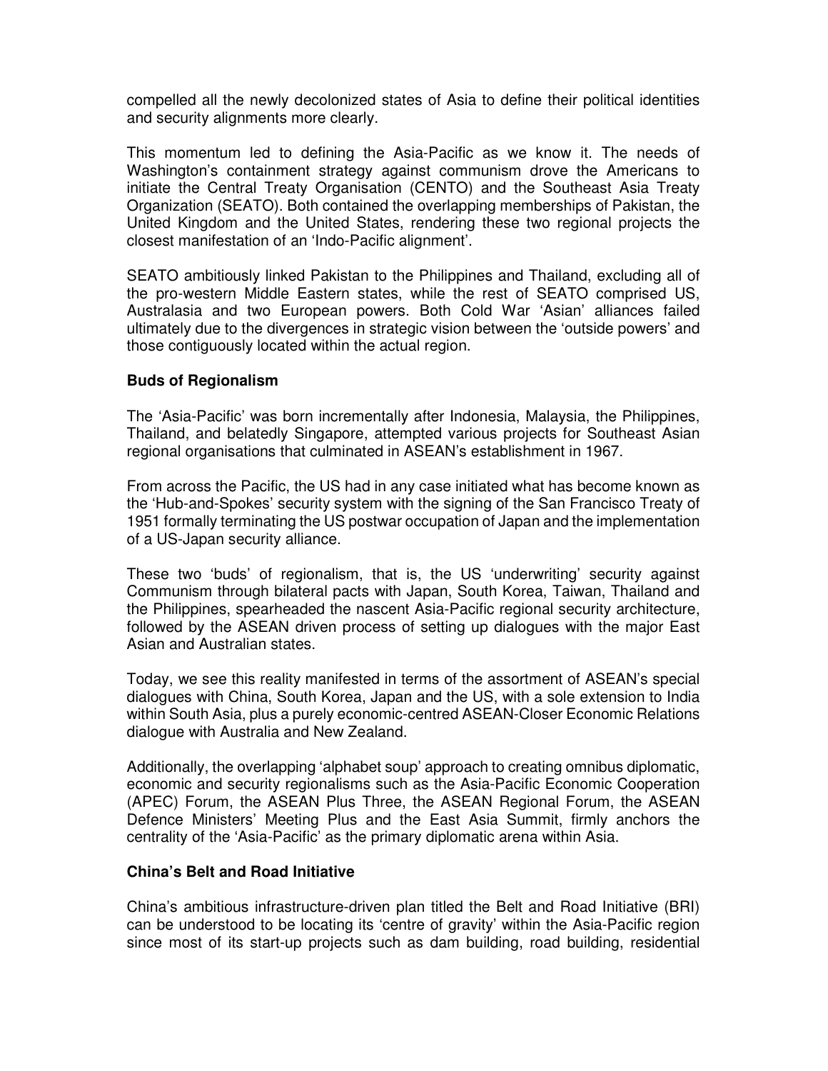compelled all the newly decolonized states of Asia to define their political identities and security alignments more clearly.

This momentum led to defining the Asia-Pacific as we know it. The needs of Washington's containment strategy against communism drove the Americans to initiate the Central Treaty Organisation (CENTO) and the Southeast Asia Treaty Organization (SEATO). Both contained the overlapping memberships of Pakistan, the United Kingdom and the United States, rendering these two regional projects the closest manifestation of an 'Indo-Pacific alignment'.

SEATO ambitiously linked Pakistan to the Philippines and Thailand, excluding all of the pro-western Middle Eastern states, while the rest of SEATO comprised US, Australasia and two European powers. Both Cold War 'Asian' alliances failed ultimately due to the divergences in strategic vision between the 'outside powers' and those contiguously located within the actual region.

**Buds of Regionalism**

The 'Asia-Pacific' was born incrementally after Indonesia, Malaysia, the Philippines, Thailand, and belatedly Singapore, attempted various projects for Southeast Asian regional organisations that culminated in ASEAN's establishment in 1967.

From across the Pacific, the US had in any case initiated what has become known as the 'Hub-and-Spokes' security system with the signing of the San Francisco Treaty of 1951 formally terminating the US postwar occupation of Japan and the implementation of a US-Japan security alliance.

These two 'buds' of regionalism, that is, the US 'underwriting' security against Communism through bilateral pacts with Japan, South Korea, Taiwan, Thailand and the Philippines, spearheaded the nascent Asia-Pacific regional security architecture, followed by the ASEAN driven process of setting up dialogues with the major East Asian and Australian states.

Today, we see this reality manifested in terms of the assortment of ASEAN's special dialogues with China, South Korea, Japan and the US, with a sole extension to India within South Asia, plus a purely economic-centred ASEAN-Closer Economic Relations dialogue with Australia and New Zealand.

Additionally, the overlapping 'alphabet soup' approach to creating omnibus diplomatic, economic and security regionalisms such as the Asia-Pacific Economic Cooperation (APEC) Forum, the ASEAN Plus Three, the ASEAN Regional Forum, the ASEAN Defence Ministers' Meeting Plus and the East Asia Summit, firmly anchors the centrality of the 'Asia-Pacific' as the primary diplomatic arena within Asia.

**China's Belt and Road Initiative**

China's ambitious infrastructure-driven plan titled the Belt and Road Initiative (BRI) can be understood to be locating its 'centre of gravity' within the Asia-Pacific region since most of its start-up projects such as dam building, road building, residential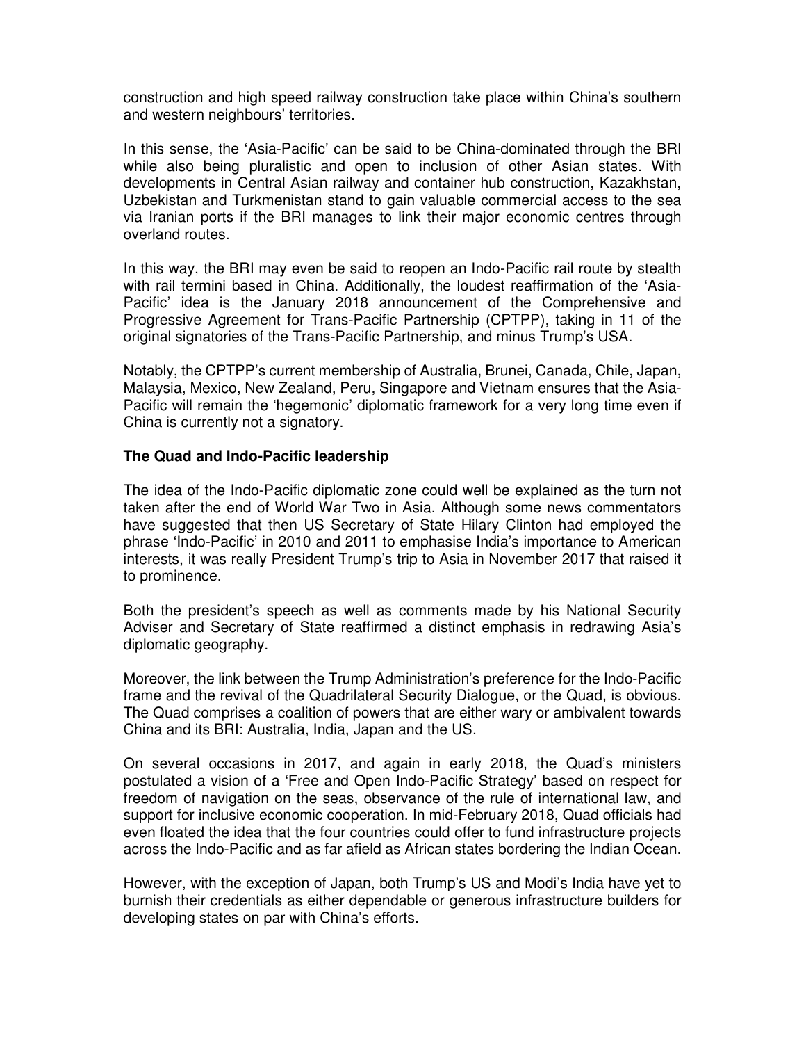construction and high speed railway construction take place within China's southern and western neighbours' territories.

In this sense, the 'Asia-Pacific' can be said to be China-dominated through the BRI while also being pluralistic and open to inclusion of other Asian states. With developments in Central Asian railway and container hub construction, Kazakhstan, Uzbekistan and Turkmenistan stand to gain valuable commercial access to the sea via Iranian ports if the BRI manages to link their major economic centres through overland routes.

In this way, the BRI may even be said to reopen an Indo-Pacific rail route by stealth with rail termini based in China. Additionally, the loudest reaffirmation of the 'Asia-Pacific' idea is the January 2018 announcement of the Comprehensive and Progressive Agreement for Trans-Pacific Partnership (CPTPP), taking in 11 of the original signatories of the Trans-Pacific Partnership, and minus Trump's USA.

Notably, the CPTPP's current membership of Australia, Brunei, Canada, Chile, Japan, Malaysia, Mexico, New Zealand, Peru, Singapore and Vietnam ensures that the Asia-Pacific will remain the 'hegemonic' diplomatic framework for a very long time even if China is currently not a signatory.

**The Quad and Indo-Pacific leadership**

The idea of the Indo-Pacific diplomatic zone could well be explained as the turn not taken after the end of World War Two in Asia. Although some news commentators have suggested that then US Secretary of State Hilary Clinton had employed the phrase 'Indo-Pacific' in 2010 and 2011 to emphasise India's importance to American interests, it was really President Trump's trip to Asia in November 2017 that raised it to prominence.

Both the president's speech as well as comments made by his National Security Adviser and Secretary of State reaffirmed a distinct emphasis in redrawing Asia's diplomatic geography.

Moreover, the link between the Trump Administration's preference for the Indo-Pacific frame and the revival of the Quadrilateral Security Dialogue, or the Quad, is obvious. The Quad comprises a coalition of powers that are either wary or ambivalent towards China and its BRI: Australia, India, Japan and the US.

On several occasions in 2017, and again in early 2018, the Quad's ministers postulated a vision of a 'Free and Open Indo-Pacific Strategy' based on respect for freedom of navigation on the seas, observance of the rule of international law, and support for inclusive economic cooperation. In mid-February 2018, Quad officials had even floated the idea that the four countries could offer to fund infrastructure projects across the Indo-Pacific and as far afield as African states bordering the Indian Ocean.

However, with the exception of Japan, both Trump's US and Modi's India have yet to burnish their credentials as either dependable or generous infrastructure builders for developing states on par with China's efforts.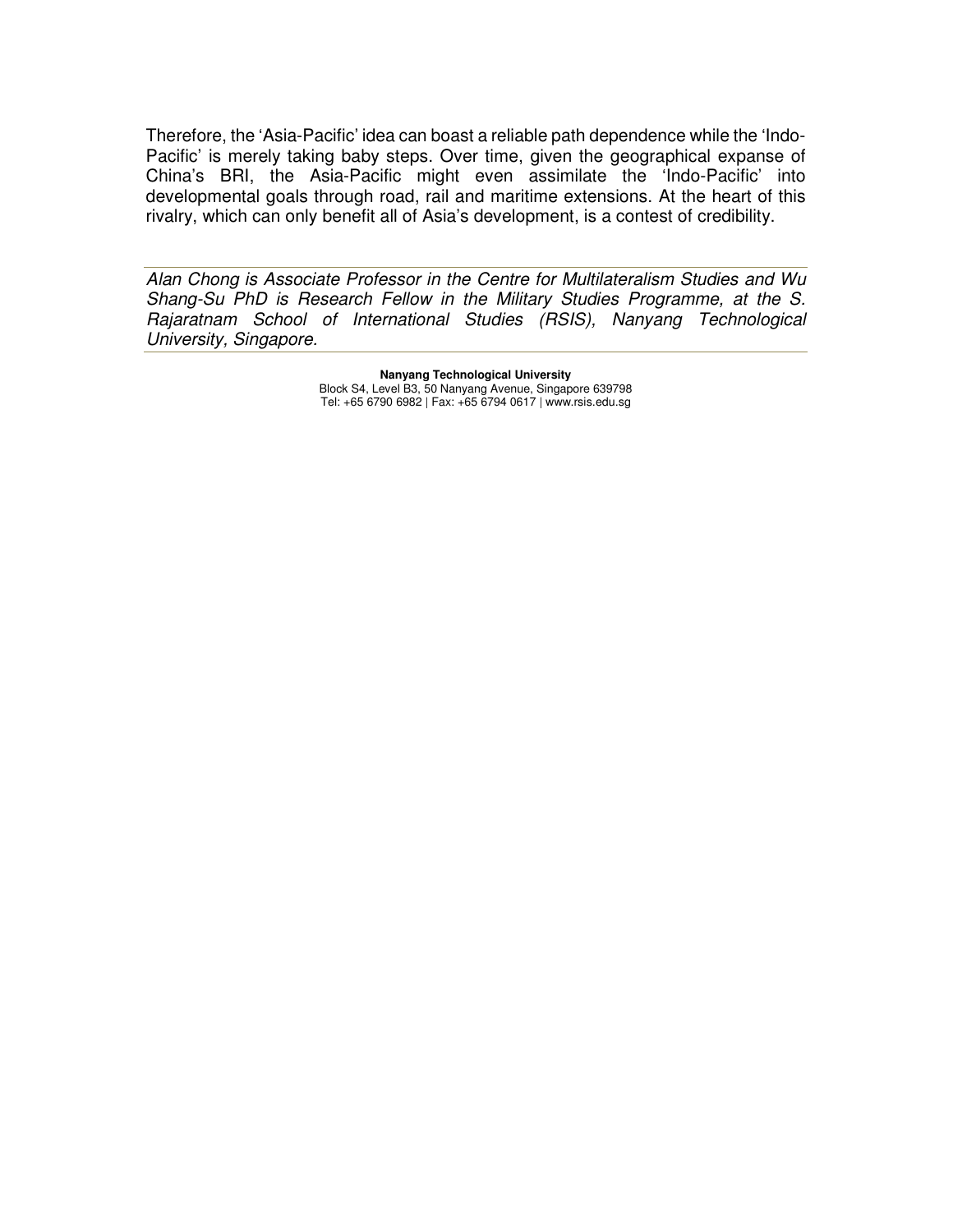Therefore, the 'Asia-Pacific' idea can boast a reliable path dependence while the 'Indo-Pacific' is merely taking baby steps. Over time, given the geographical expanse of China's BRI, the Asia-Pacific might even assimilate the 'Indo-Pacific' into developmental goals through road, rail and maritime extensions. At the heart of this rivalry, which can only benefit all of Asia's development, is a contest of credibility.

---

*Alan Chong is Associate Professor in the Centre for Multilateralism Studies and Wu Shang-Su PhD is Research Fellow in the Military Studies Programme, at the S. Rajaratnam School of International Studies (RSIS), Nanyang Technological University, Singapore.*

---

**Nanyang Technological University**
Block S4, Level B3, 50 Nanyang Avenue, Singapore 639798
Tel: +65 6790 6982 | Fax: +65 6794 0617 | www.rsis.edu.sg